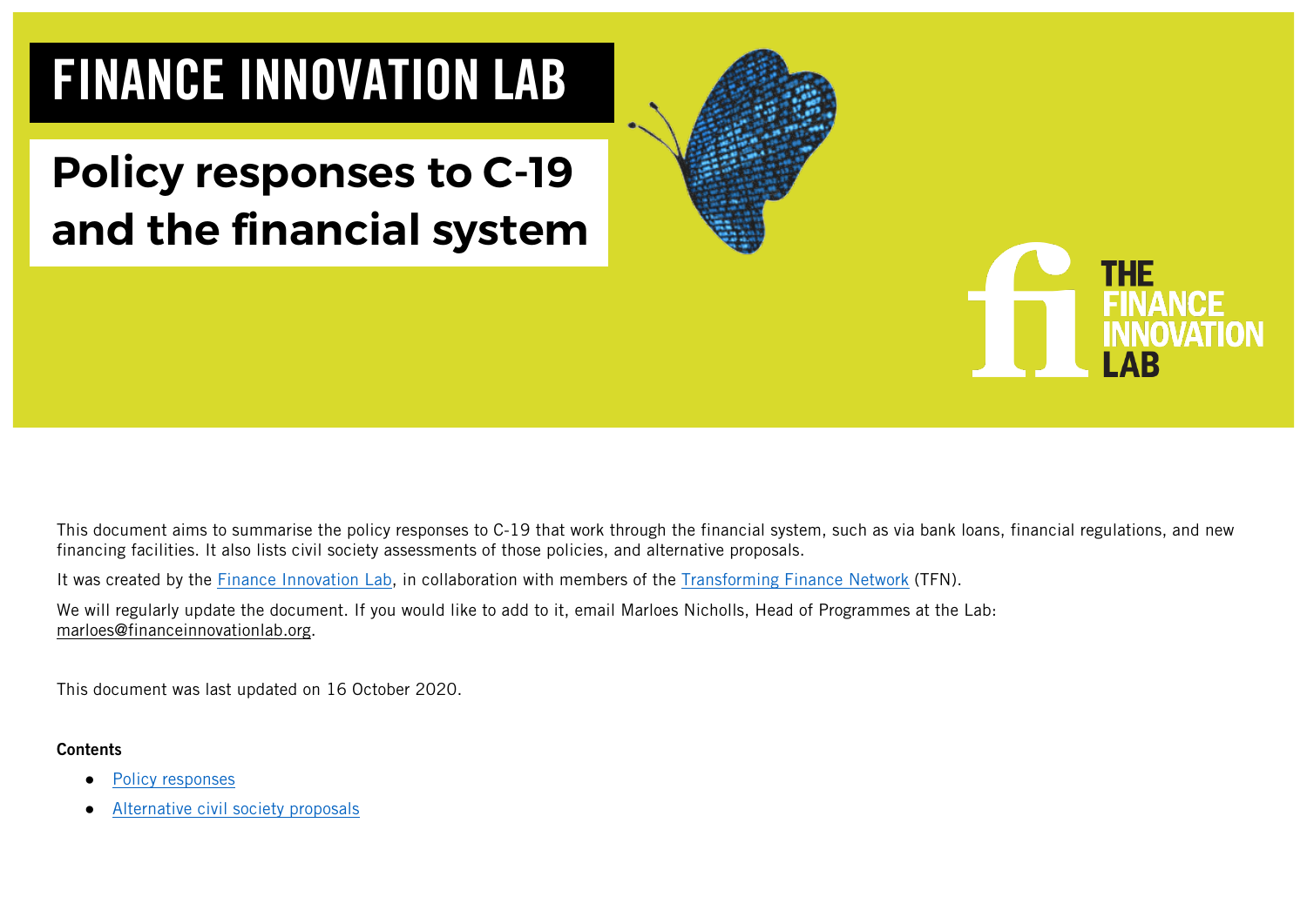# FINANCE INNOVATION LAB

## Policy responses to C-19 and the financial system

THE FINANCE INNOVATION LAB

This document aims to summarise the policy responses to C-19 that work through the financial system, such as via bank loans, financial regulations, and new financing facilities. It also lists civil society assessments of those policies, and alternative proposals.

It was created by the Finance Innovation Lab, in collaboration with members of the Transforming Finance Network (TFN).

We will regularly update the document. If you would like to add to it, email Marloes Nicholls, Head of Programmes at the Lab: marloes@financeinnovationlab.org.

This document was last updated on 16 October 2020.

**Contents**

- Policy responses
- Alternative civil society proposals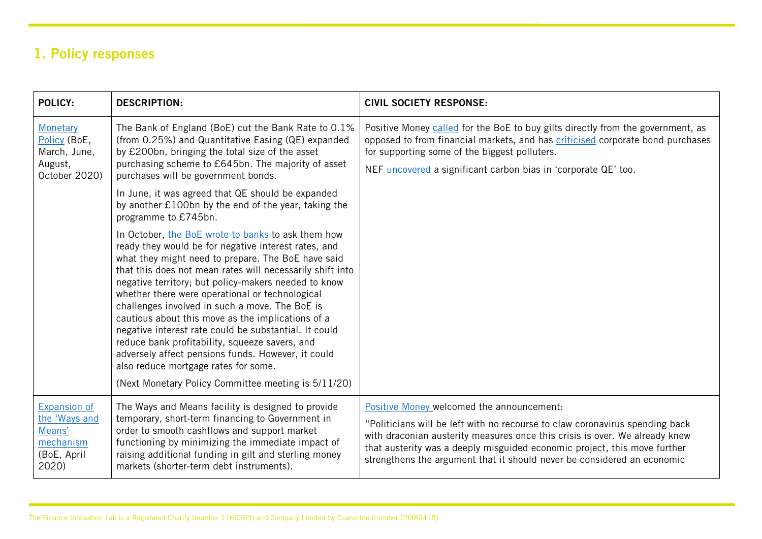## 1. Policy responses

| POLICY: | DESCRIPTION: | CIVIL SOCIETY RESPONSE: |
| --- | --- | --- |
| Monetary Policy (BoE, March, June, August, October 2020) | The Bank of England (BoE) cut the Bank Rate to 0.1% (from 0.25%) and Quantitative Easing (QE) expanded by £200bn, bringing the total size of the asset purchasing scheme to £645bn. The majority of asset purchases will be government bonds.<br><br>In June, it was agreed that QE should be expanded by another £100bn by the end of the year, taking the programme to £745bn.<br><br>In October, the BoE wrote to banks to ask them how ready they would be for negative interest rates, and what they might need to prepare. The BoE have said that this does not mean rates will necessarily shift into negative territory; but policy-makers needed to know whether there were operational or technological challenges involved in such a move. The BoE is cautious about this move as the implications of a negative interest rate could be substantial. It could reduce bank profitability, squeeze savers, and adversely affect pensions funds. However, it could also reduce mortgage rates for some.<br><br>(Next Monetary Policy Committee meeting is 5/11/20) | Positive Money called for the BoE to buy gilts directly from the government, as opposed to from financial markets, and has criticised corporate bond purchases for supporting some of the biggest polluters.<br><br>NEF uncovered a significant carbon bias in 'corporate QE' too. |
| Expansion of the 'Ways and Means' mechanism (BoE, April 2020) | The Ways and Means facility is designed to provide temporary, short-term financing to Government in order to smooth cashflows and support market functioning by minimizing the immediate impact of raising additional funding in gilt and sterling money markets (shorter-term debt instruments). | Positive Money welcomed the announcement:<br><br>"Politicians will be left with no recourse to claw coronavirus spending back with draconian austerity measures once this crisis is over. We already knew that austerity was a deeply misguided economic project, this move further strengthens the argument that it should never be considered an economic |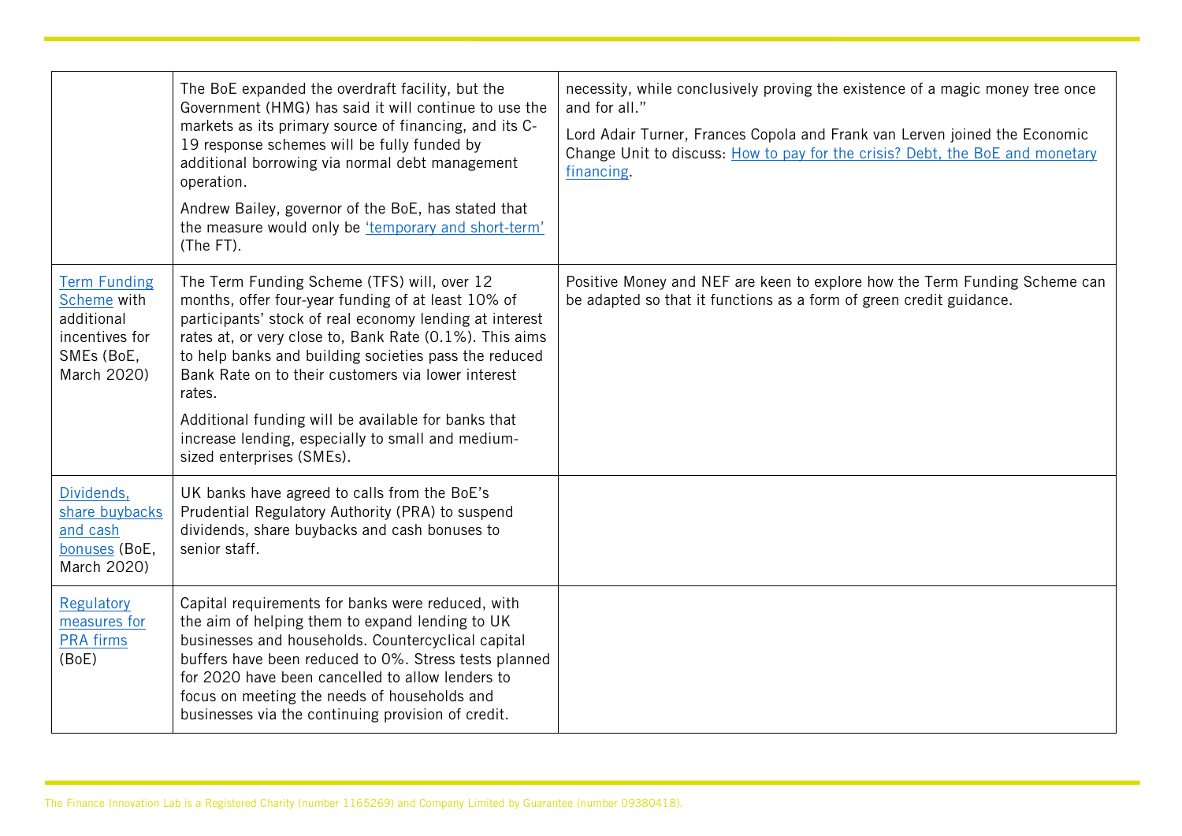| | | |
|---|---|---|
| | The BoE expanded the overdraft facility, but the Government (HMG) has said it will continue to use the markets as its primary source of financing, and its C-19 response schemes will be fully funded by additional borrowing via normal debt management operation.<br><br>Andrew Bailey, governor of the BoE, has stated that the measure would only be [‘temporary and short-term’]() (The FT). | necessity, while conclusively proving the existence of a magic money tree once and for all.”<br><br>Lord Adair Turner, Frances Copola and Frank van Lerven joined the Economic Change Unit to discuss: [How to pay for the crisis? Debt, the BoE and monetary financing](). |
| [Term Funding Scheme]() with additional incentives for SMEs (BoE, March 2020) | The Term Funding Scheme (TFS) will, over 12 months, offer four-year funding of at least 10% of participants’ stock of real economy lending at interest rates at, or very close to, Bank Rate (0.1%). This aims to help banks and building societies pass the reduced Bank Rate on to their customers via lower interest rates.<br><br>Additional funding will be available for banks that increase lending, especially to small and medium-sized enterprises (SMEs). | Positive Money and NEF are keen to explore how the Term Funding Scheme can be adapted so that it functions as a form of green credit guidance. |
| [Dividends, share buybacks and cash bonuses]() (BoE, March 2020) | UK banks have agreed to calls from the BoE’s Prudential Regulatory Authority (PRA) to suspend dividends, share buybacks and cash bonuses to senior staff. | |
| [Regulatory measures for PRA firms]() (BoE) | Capital requirements for banks were reduced, with the aim of helping them to expand lending to UK businesses and households. Countercyclical capital buffers have been reduced to 0%. Stress tests planned for 2020 have been cancelled to allow lenders to focus on meeting the needs of households and businesses via the continuing provision of credit. | |

The Finance Innovation Lab is a Registered Charity (number 1165269) and Company Limited by Guarantee (number 09380418).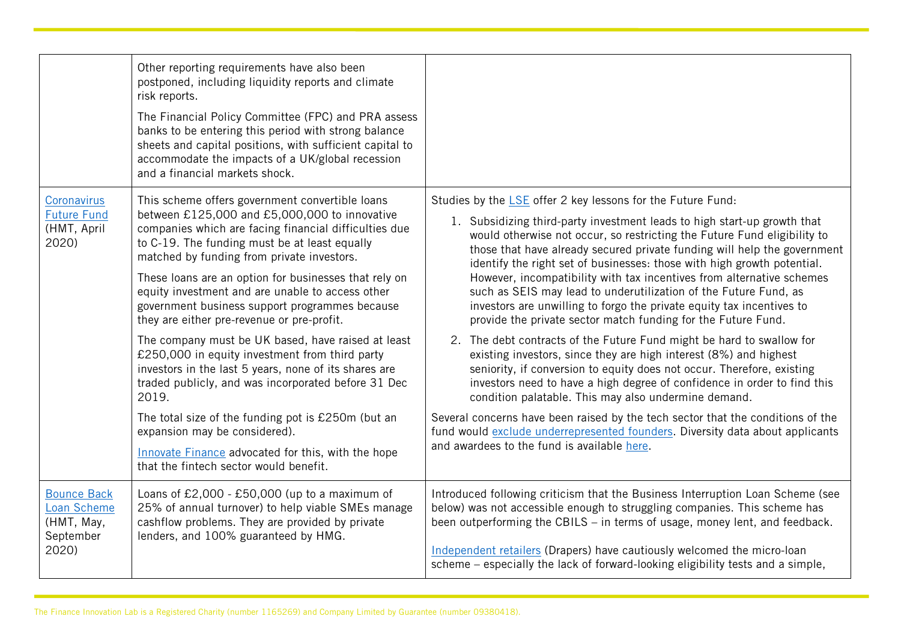| | | |
|---|---|---|
| | Other reporting requirements have also been postponed, including liquidity reports and climate risk reports.<br><br>The Financial Policy Committee (FPC) and PRA assess banks to be entering this period with strong balance sheets and capital positions, with sufficient capital to accommodate the impacts of a UK/global recession and a financial markets shock. | |
| Coronavirus Future Fund (HMT, April 2020) | This scheme offers government convertible loans between £125,000 and £5,000,000 to innovative companies which are facing financial difficulties due to C-19. The funding must be at least equally matched by funding from private investors.<br><br>These loans are an option for businesses that rely on equity investment and are unable to access other government business support programmes because they are either pre-revenue or pre-profit.<br><br>The company must be UK based, have raised at least £250,000 in equity investment from third party investors in the last 5 years, none of its shares are traded publicly, and was incorporated before 31 Dec 2019.<br><br>The total size of the funding pot is £250m (but an expansion may be considered).<br><br>Innovate Finance advocated for this, with the hope that the fintech sector would benefit. | Studies by the LSE offer 2 key lessons for the Future Fund:<br><br>1. Subsidizing third-party investment leads to high start-up growth that would otherwise not occur, so restricting the Future Fund eligibility to those that have already secured private funding will help the government identify the right set of businesses: those with high growth potential. However, incompatibility with tax incentives from alternative schemes such as SEIS may lead to underutilization of the Future Fund, as investors are unwilling to forgo the private equity tax incentives to provide the private sector match funding for the Future Fund.<br>2. The debt contracts of the Future Fund might be hard to swallow for existing investors, since they are high interest (8%) and highest seniority, if conversion to equity does not occur. Therefore, existing investors need to have a high degree of confidence in order to find this condition palatable. This may also undermine demand.<br><br>Several concerns have been raised by the tech sector that the conditions of the fund would exclude underrepresented founders. Diversity data about applicants and awardees to the fund is available here. |
| Bounce Back Loan Scheme (HMT, May, September 2020) | Loans of £2,000 - £50,000 (up to a maximum of 25% of annual turnover) to help viable SMEs manage cashflow problems. They are provided by private lenders, and 100% guaranteed by HMG. | Introduced following criticism that the Business Interruption Loan Scheme (see below) was not accessible enough to struggling companies. This scheme has been outperforming the CBILS – in terms of usage, money lent, and feedback.<br><br>Independent retailers (Drapers) have cautiously welcomed the micro-loan scheme – especially the lack of forward-looking eligibility tests and a simple, |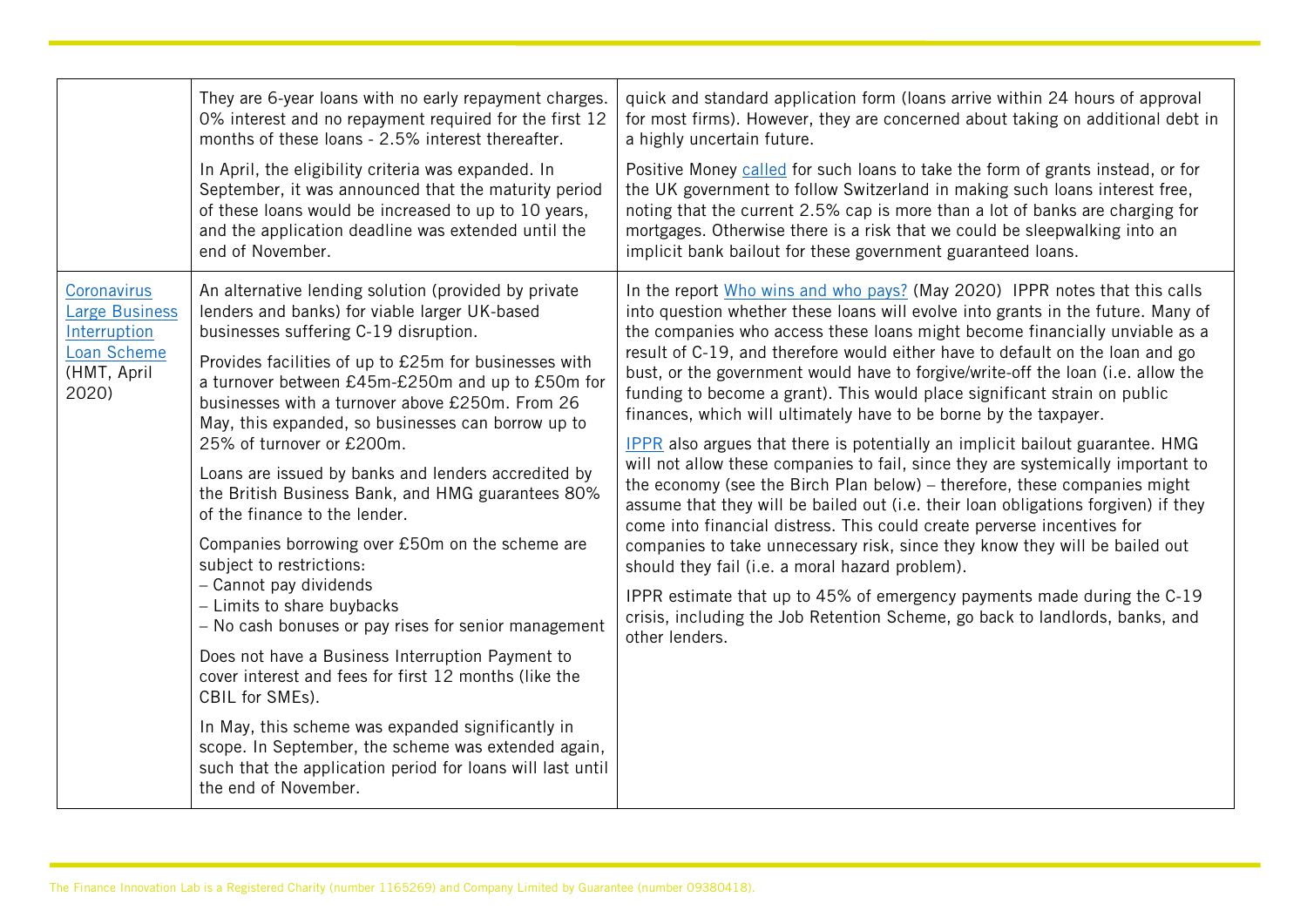| | | |
|---|---|---|
| | They are 6-year loans with no early repayment charges. 0% interest and no repayment required for the first 12 months of these loans - 2.5% interest thereafter.<br><br>In April, the eligibility criteria was expanded. In September, it was announced that the maturity period of these loans would be increased to up to 10 years, and the application deadline was extended until the end of November. | quick and standard application form (loans arrive within 24 hours of approval for most firms). However, they are concerned about taking on additional debt in a highly uncertain future.<br><br>Positive Money [called](#) for such loans to take the form of grants instead, or for the UK government to follow Switzerland in making such loans interest free, noting that the current 2.5% cap is more than a lot of banks are charging for mortgages. Otherwise there is a risk that we could be sleepwalking into an implicit bank bailout for these government guaranteed loans. |
| [Coronavirus Large Business Interruption Loan Scheme](#) (HMT, April 2020) | An alternative lending solution (provided by private lenders and banks) for viable larger UK-based businesses suffering C-19 disruption.<br><br>Provides facilities of up to £25m for businesses with a turnover between £45m-£250m and up to £50m for businesses with a turnover above £250m. From 26 May, this expanded, so businesses can borrow up to 25% of turnover or £200m.<br><br>Loans are issued by banks and lenders accredited by the British Business Bank, and HMG guarantees 80% of the finance to the lender.<br><br>Companies borrowing over £50m on the scheme are subject to restrictions:<br>– Cannot pay dividends<br>– Limits to share buybacks<br>– No cash bonuses or pay rises for senior management<br><br>Does not have a Business Interruption Payment to cover interest and fees for first 12 months (like the CBIL for SMEs).<br><br>In May, this scheme was expanded significantly in scope. In September, the scheme was extended again, such that the application period for loans will last until the end of November. | In the report [Who wins and who pays?](#) (May 2020) IPPR notes that this calls into question whether these loans will evolve into grants in the future. Many of the companies who access these loans might become financially unviable as a result of C-19, and therefore would either have to default on the loan and go bust, or the government would have to forgive/write-off the loan (i.e. allow the funding to become a grant). This would place significant strain on public finances, which will ultimately have to be borne by the taxpayer.<br><br>[IPPR](#) also argues that there is potentially an implicit bailout guarantee. HMG will not allow these companies to fail, since they are systemically important to the economy (see the Birch Plan below) – therefore, these companies might assume that they will be bailed out (i.e. their loan obligations forgiven) if they come into financial distress. This could create perverse incentives for companies to take unnecessary risk, since they know they will be bailed out should they fail (i.e. a moral hazard problem).<br><br>IPPR estimate that up to 45% of emergency payments made during the C-19 crisis, including the Job Retention Scheme, go back to landlords, banks, and other lenders. |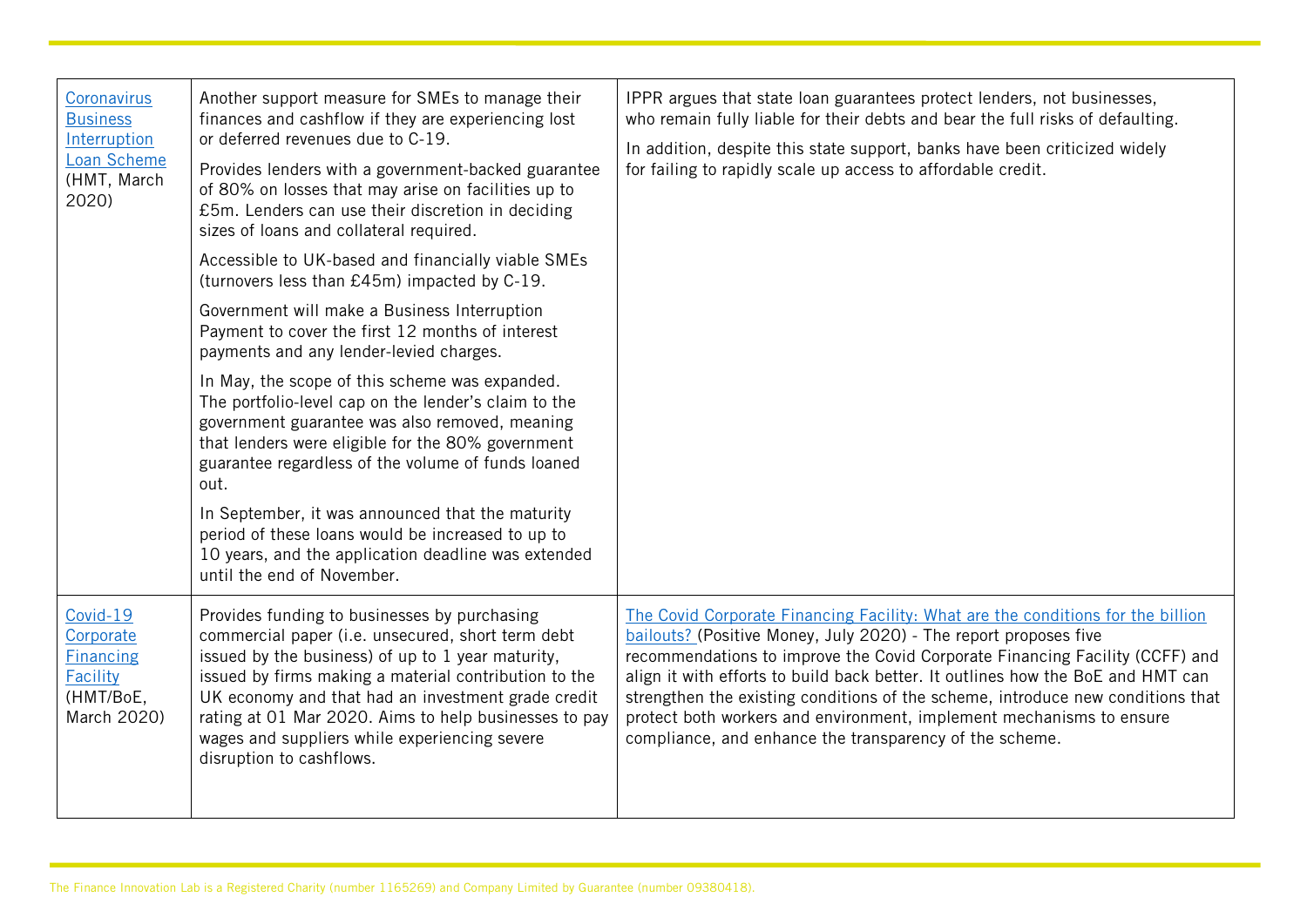| | | |
|---|---|---|
| Coronavirus Business Interruption Loan Scheme (HMT, March 2020) | Another support measure for SMEs to manage their finances and cashflow if they are experiencing lost or deferred revenues due to C-19.<br><br>Provides lenders with a government-backed guarantee of 80% on losses that may arise on facilities up to £5m. Lenders can use their discretion in deciding sizes of loans and collateral required.<br><br>Accessible to UK-based and financially viable SMEs (turnovers less than £45m) impacted by C-19.<br><br>Government will make a Business Interruption Payment to cover the first 12 months of interest payments and any lender-levied charges.<br><br>In May, the scope of this scheme was expanded. The portfolio-level cap on the lender's claim to the government guarantee was also removed, meaning that lenders were eligible for the 80% government guarantee regardless of the volume of funds loaned out.<br><br>In September, it was announced that the maturity period of these loans would be increased to up to 10 years, and the application deadline was extended until the end of November. | IPPR argues that state loan guarantees protect lenders, not businesses, who remain fully liable for their debts and bear the full risks of defaulting.<br><br>In addition, despite this state support, banks have been criticized widely for failing to rapidly scale up access to affordable credit. |
| Covid-19 Corporate Financing Facility (HMT/BoE, March 2020) | Provides funding to businesses by purchasing commercial paper (i.e. unsecured, short term debt issued by the business) of up to 1 year maturity, issued by firms making a material contribution to the UK economy and that had an investment grade credit rating at 01 Mar 2020. Aims to help businesses to pay wages and suppliers while experiencing severe disruption to cashflows. | The Covid Corporate Financing Facility: What are the conditions for the billion bailouts? (Positive Money, July 2020) - The report proposes five recommendations to improve the Covid Corporate Financing Facility (CCFF) and align it with efforts to build back better. It outlines how the BoE and HMT can strengthen the existing conditions of the scheme, introduce new conditions that protect both workers and environment, implement mechanisms to ensure compliance, and enhance the transparency of the scheme. |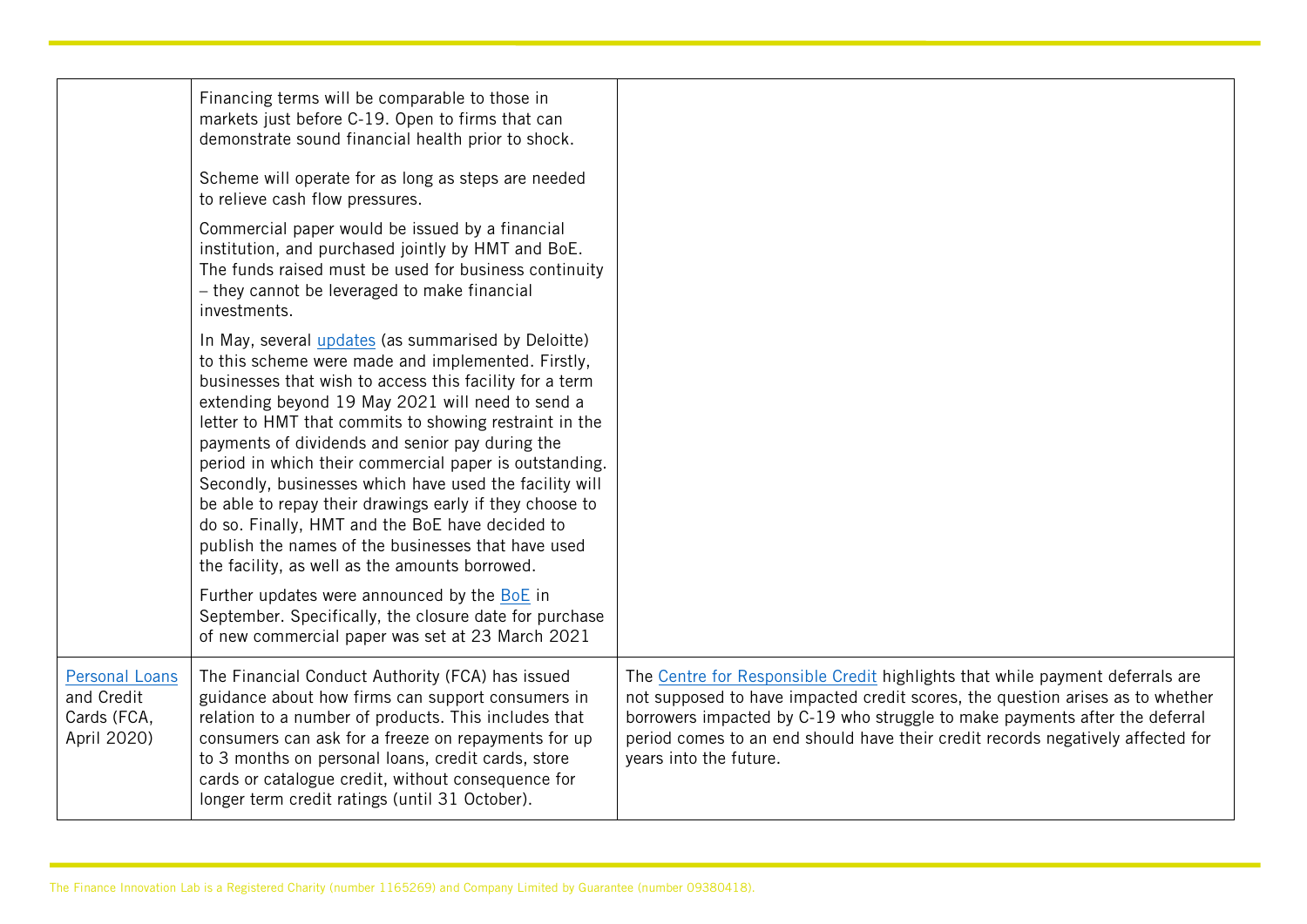| | | |
|---|---|---|
| | Financing terms will be comparable to those in markets just before C-19. Open to firms that can demonstrate sound financial health prior to shock.<br><br>Scheme will operate for as long as steps are needed to relieve cash flow pressures.<br><br>Commercial paper would be issued by a financial institution, and purchased jointly by HMT and BoE. The funds raised must be used for business continuity – they cannot be leveraged to make financial investments.<br><br>In May, several updates (as summarised by Deloitte) to this scheme were made and implemented. Firstly, businesses that wish to access this facility for a term extending beyond 19 May 2021 will need to send a letter to HMT that commits to showing restraint in the payments of dividends and senior pay during the period in which their commercial paper is outstanding. Secondly, businesses which have used the facility will be able to repay their drawings early if they choose to do so. Finally, HMT and the BoE have decided to publish the names of the businesses that have used the facility, as well as the amounts borrowed.<br><br>Further updates were announced by the BoE in September. Specifically, the closure date for purchase of new commercial paper was set at 23 March 2021 | |
| Personal Loans and Credit Cards (FCA, April 2020) | The Financial Conduct Authority (FCA) has issued guidance about how firms can support consumers in relation to a number of products. This includes that consumers can ask for a freeze on repayments for up to 3 months on personal loans, credit cards, store cards or catalogue credit, without consequence for longer term credit ratings (until 31 October). | The Centre for Responsible Credit highlights that while payment deferrals are not supposed to have impacted credit scores, the question arises as to whether borrowers impacted by C-19 who struggle to make payments after the deferral period comes to an end should have their credit records negatively affected for years into the future. |

The Finance Innovation Lab is a Registered Charity (number 1165269) and Company Limited by Guarantee (number 09380418).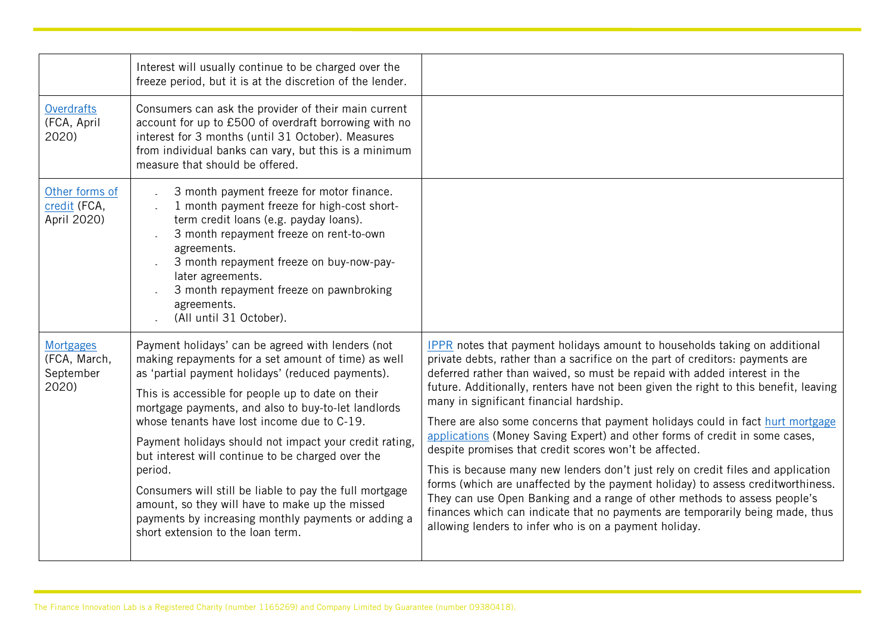| | | |
|---|---|---|
| | Interest will usually continue to be charged over the freeze period, but it is at the discretion of the lender. | |
| Overdrafts (FCA, April 2020) | Consumers can ask the provider of their main current account for up to £500 of overdraft borrowing with no interest for 3 months (until 31 October). Measures from individual banks can vary, but this is a minimum measure that should be offered. | |
| Other forms of credit (FCA, April 2020) | - 3 month payment freeze for motor finance.<br>- 1 month payment freeze for high-cost short-term credit loans (e.g. payday loans).<br>- 3 month repayment freeze on rent-to-own agreements.<br>- 3 month repayment freeze on buy-now-pay-later agreements.<br>- 3 month repayment freeze on pawnbroking agreements.<br>- (All until 31 October). | |
| Mortgages (FCA, March, September 2020) | Payment holidays' can be agreed with lenders (not making repayments for a set amount of time) as well as 'partial payment holidays' (reduced payments).<br><br>This is accessible for people up to date on their mortgage payments, and also to buy-to-let landlords whose tenants have lost income due to C-19.<br><br>Payment holidays should not impact your credit rating, but interest will continue to be charged over the period.<br><br>Consumers will still be liable to pay the full mortgage amount, so they will have to make up the missed payments by increasing monthly payments or adding a short extension to the loan term. | IPPR notes that payment holidays amount to households taking on additional private debts, rather than a sacrifice on the part of creditors: payments are deferred rather than waived, so must be repaid with added interest in the future. Additionally, renters have not been given the right to this benefit, leaving many in significant financial hardship.<br><br>There are also some concerns that payment holidays could in fact hurt mortgage applications (Money Saving Expert) and other forms of credit in some cases, despite promises that credit scores won't be affected.<br><br>This is because many new lenders don't just rely on credit files and application forms (which are unaffected by the payment holiday) to assess creditworthiness. They can use Open Banking and a range of other methods to assess people's finances which can indicate that no payments are temporarily being made, thus allowing lenders to infer who is on a payment holiday. |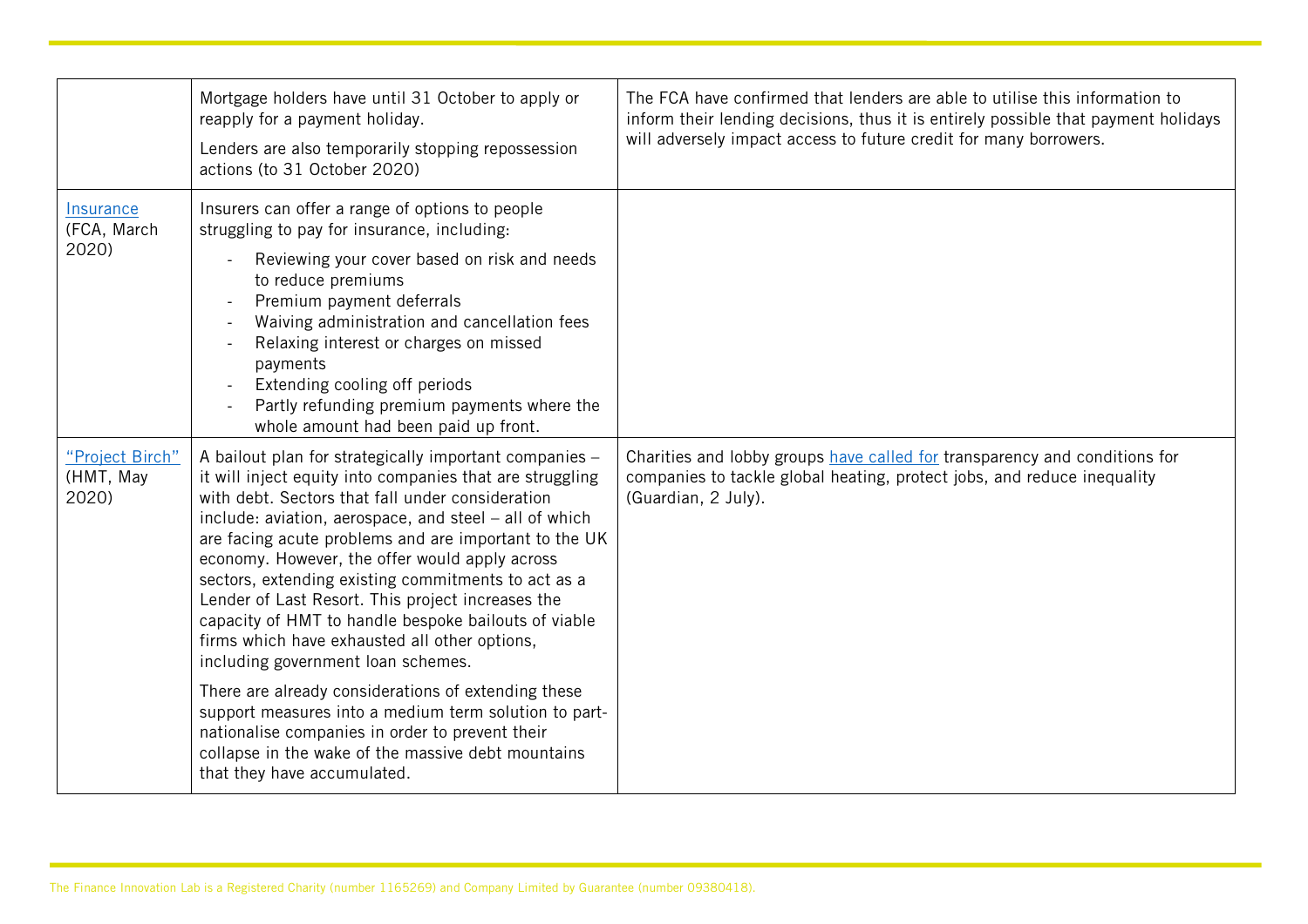| | | |
|---|---|---|
| | Mortgage holders have until 31 October to apply or reapply for a payment holiday.<br><br>Lenders are also temporarily stopping repossession actions (to 31 October 2020) | The FCA have confirmed that lenders are able to utilise this information to inform their lending decisions, thus it is entirely possible that payment holidays will adversely impact access to future credit for many borrowers. |
| Insurance (FCA, March 2020) | Insurers can offer a range of options to people struggling to pay for insurance, including:<br>- Reviewing your cover based on risk and needs to reduce premiums<br>- Premium payment deferrals<br>- Waiving administration and cancellation fees<br>- Relaxing interest or charges on missed payments<br>- Extending cooling off periods<br>- Partly refunding premium payments where the whole amount had been paid up front. | |
| "Project Birch" (HMT, May 2020) | A bailout plan for strategically important companies – it will inject equity into companies that are struggling with debt. Sectors that fall under consideration include: aviation, aerospace, and steel – all of which are facing acute problems and are important to the UK economy. However, the offer would apply across sectors, extending existing commitments to act as a Lender of Last Resort. This project increases the capacity of HMT to handle bespoke bailouts of viable firms which have exhausted all other options, including government loan schemes.<br><br>There are already considerations of extending these support measures into a medium term solution to part-nationalise companies in order to prevent their collapse in the wake of the massive debt mountains that they have accumulated. | Charities and lobby groups have called for transparency and conditions for companies to tackle global heating, protect jobs, and reduce inequality (Guardian, 2 July). |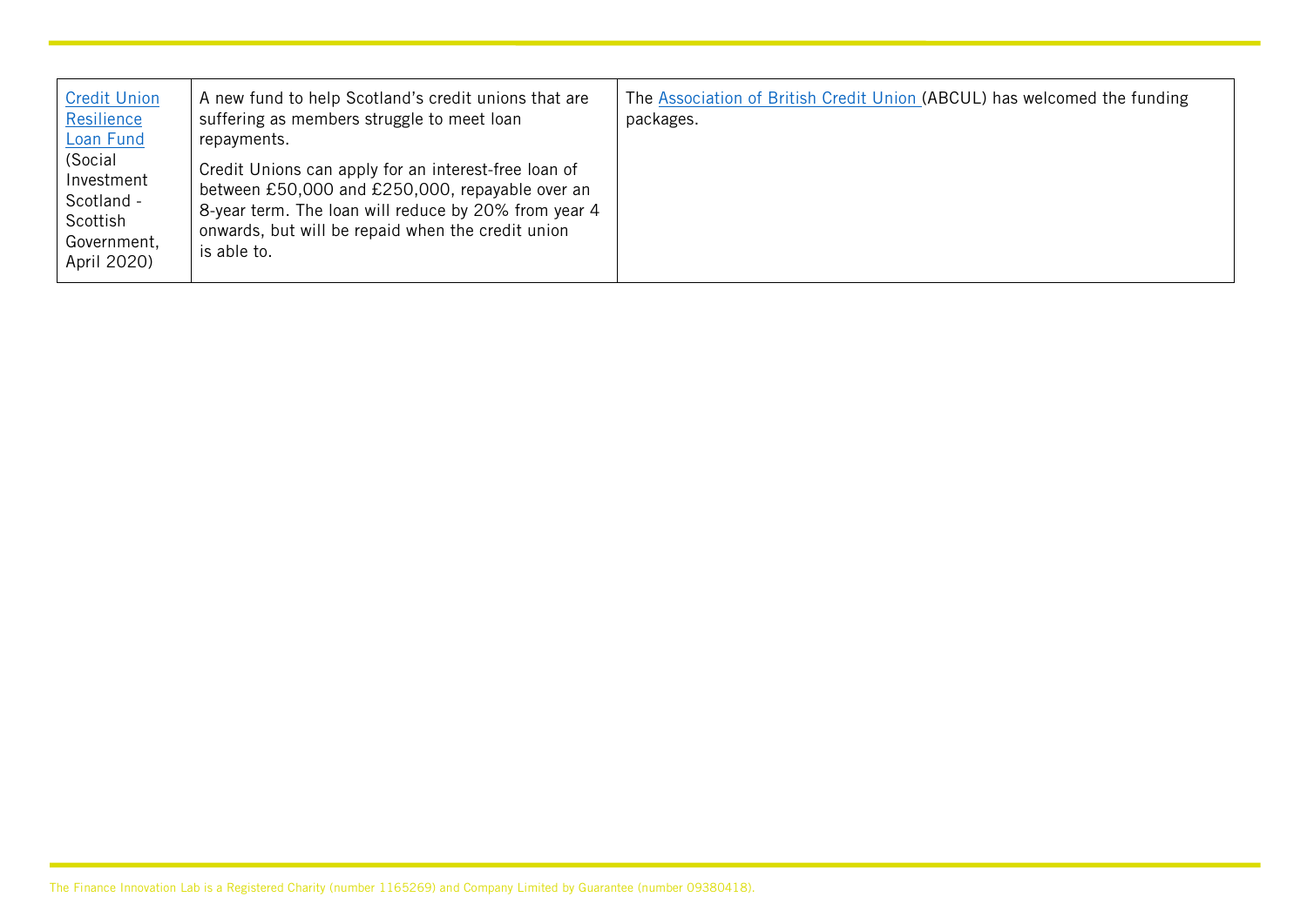| | | |
|---|---|---|
| Credit Union Resilience Loan Fund (Social Investment Scotland - Scottish Government, April 2020) | A new fund to help Scotland's credit unions that are suffering as members struggle to meet loan repayments.<br><br>Credit Unions can apply for an interest-free loan of between £50,000 and £250,000, repayable over an 8-year term. The loan will reduce by 20% from year 4 onwards, but will be repaid when the credit union is able to. | The Association of British Credit Union (ABCUL) has welcomed the funding packages. |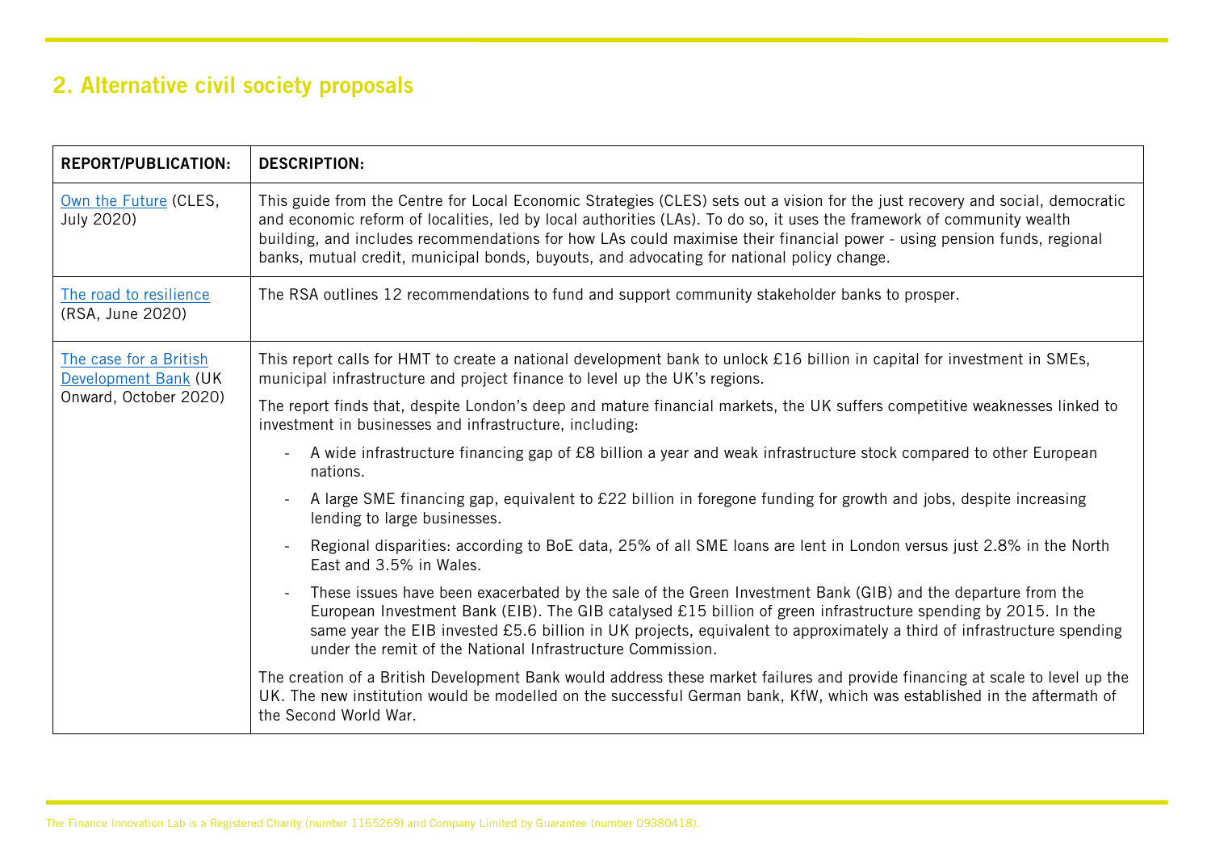## 2. Alternative civil society proposals

| REPORT/PUBLICATION: | DESCRIPTION: |
|---|---|
| Own the Future (CLES, July 2020) | This guide from the Centre for Local Economic Strategies (CLES) sets out a vision for the just recovery and social, democratic and economic reform of localities, led by local authorities (LAs). To do so, it uses the framework of community wealth building, and includes recommendations for how LAs could maximise their financial power - using pension funds, regional banks, mutual credit, municipal bonds, buyouts, and advocating for national policy change. |
| The road to resilience (RSA, June 2020) | The RSA outlines 12 recommendations to fund and support community stakeholder banks to prosper. |
| The case for a British Development Bank (UK Onward, October 2020) | This report calls for HMT to create a national development bank to unlock £16 billion in capital for investment in SMEs, municipal infrastructure and project finance to level up the UK's regions.<br><br>The report finds that, despite London's deep and mature financial markets, the UK suffers competitive weaknesses linked to investment in businesses and infrastructure, including:<br><br>- A wide infrastructure financing gap of £8 billion a year and weak infrastructure stock compared to other European nations.<br>- A large SME financing gap, equivalent to £22 billion in foregone funding for growth and jobs, despite increasing lending to large businesses.<br>- Regional disparities: according to BoE data, 25% of all SME loans are lent in London versus just 2.8% in the North East and 3.5% in Wales.<br>- These issues have been exacerbated by the sale of the Green Investment Bank (GIB) and the departure from the European Investment Bank (EIB). The GIB catalysed £15 billion of green infrastructure spending by 2015. In the same year the EIB invested £5.6 billion in UK projects, equivalent to approximately a third of infrastructure spending under the remit of the National Infrastructure Commission.<br><br>The creation of a British Development Bank would address these market failures and provide financing at scale to level up the UK. The new institution would be modelled on the successful German bank, KfW, which was established in the aftermath of the Second World War. |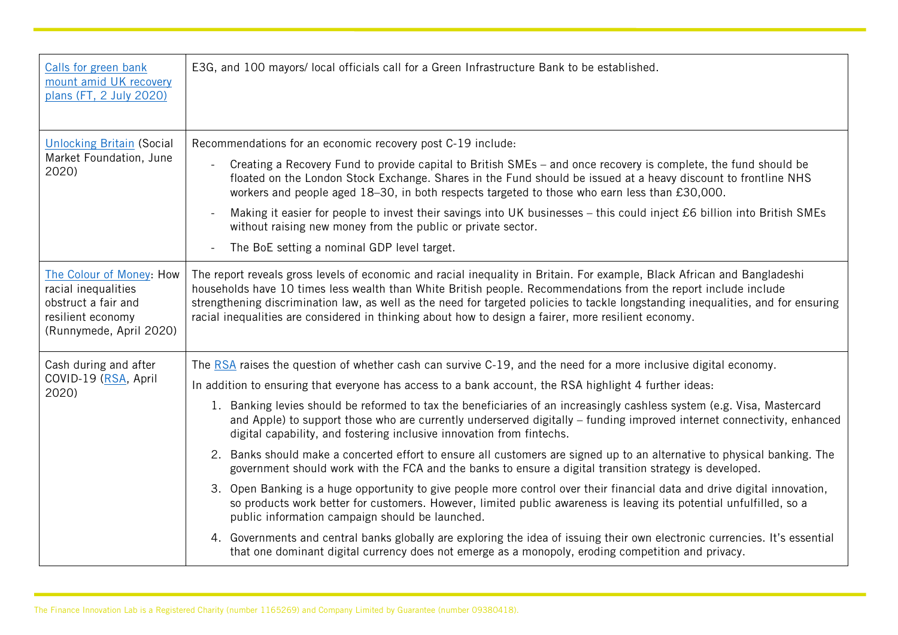| | |
|---|---|
| Calls for green bank mount amid UK recovery plans (FT, 2 July 2020) | E3G, and 100 mayors/ local officials call for a Green Infrastructure Bank to be established. |
| Unlocking Britain (Social Market Foundation, June 2020) | Recommendations for an economic recovery post C-19 include:<br>- Creating a Recovery Fund to provide capital to British SMEs – and once recovery is complete, the fund should be floated on the London Stock Exchange. Shares in the Fund should be issued at a heavy discount to frontline NHS workers and people aged 18–30, in both respects targeted to those who earn less than £30,000.<br>- Making it easier for people to invest their savings into UK businesses – this could inject £6 billion into British SMEs without raising new money from the public or private sector.<br>- The BoE setting a nominal GDP level target. |
| The Colour of Money: How racial inequalities obstruct a fair and resilient economy (Runnymede, April 2020) | The report reveals gross levels of economic and racial inequality in Britain. For example, Black African and Bangladeshi households have 10 times less wealth than White British people. Recommendations from the report include include strengthening discrimination law, as well as the need for targeted policies to tackle longstanding inequalities, and for ensuring racial inequalities are considered in thinking about how to design a fairer, more resilient economy. |
| Cash during and after COVID-19 (RSA, April 2020) | The RSA raises the question of whether cash can survive C-19, and the need for a more inclusive digital economy.<br>In addition to ensuring that everyone has access to a bank account, the RSA highlight 4 further ideas:<br>1. Banking levies should be reformed to tax the beneficiaries of an increasingly cashless system (e.g. Visa, Mastercard and Apple) to support those who are currently underserved digitally – funding improved internet connectivity, enhanced digital capability, and fostering inclusive innovation from fintechs.<br>2. Banks should make a concerted effort to ensure all customers are signed up to an alternative to physical banking. The government should work with the FCA and the banks to ensure a digital transition strategy is developed.<br>3. Open Banking is a huge opportunity to give people more control over their financial data and drive digital innovation, so products work better for customers. However, limited public awareness is leaving its potential unfulfilled, so a public information campaign should be launched.<br>4. Governments and central banks globally are exploring the idea of issuing their own electronic currencies. It's essential that one dominant digital currency does not emerge as a monopoly, eroding competition and privacy. |

The Finance Innovation Lab is a Registered Charity (number 1165269) and Company Limited by Guarantee (number 09380418).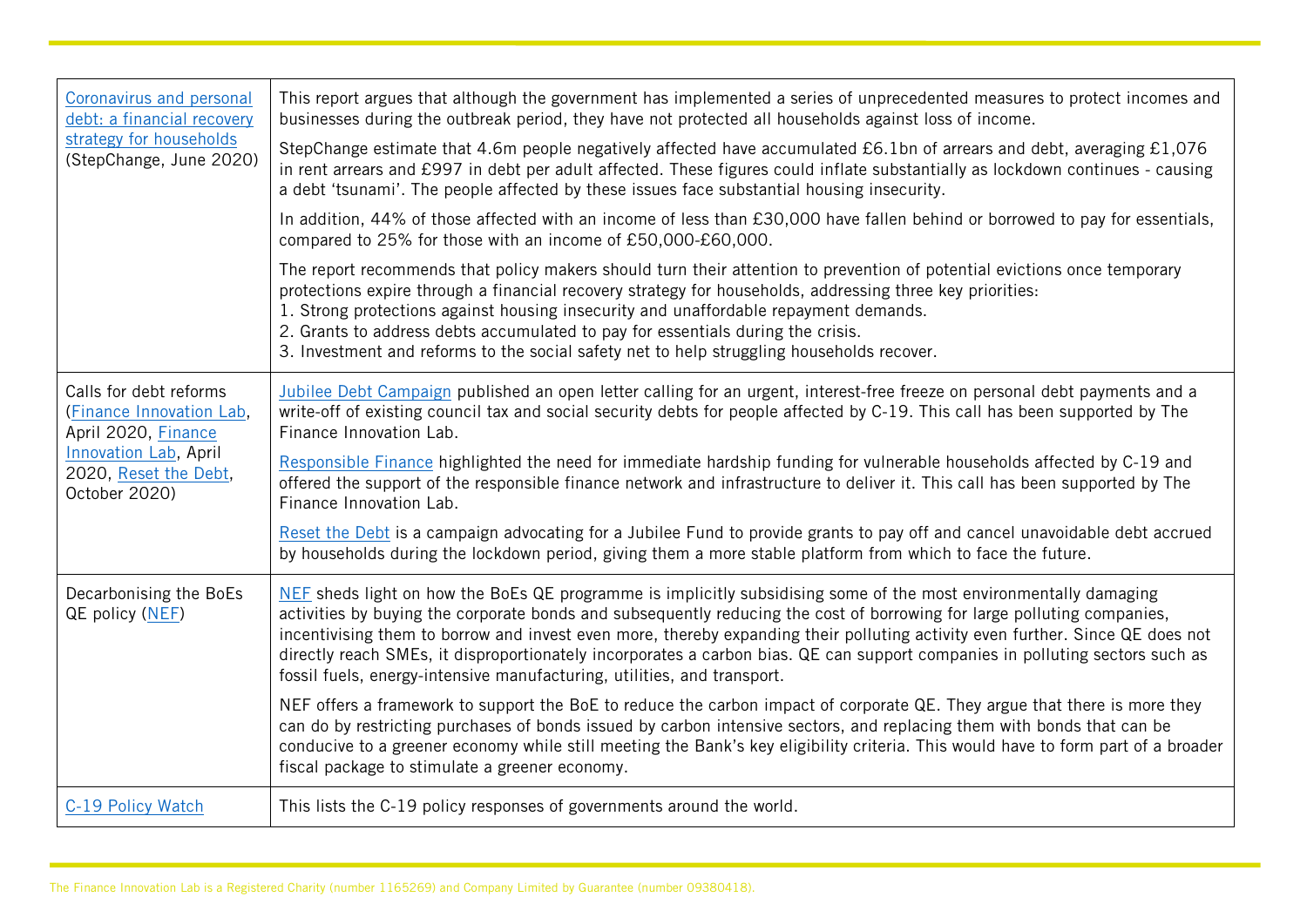| | |
|---|---|
| Coronavirus and personal debt: a financial recovery strategy for households (StepChange, June 2020) | This report argues that although the government has implemented a series of unprecedented measures to protect incomes and businesses during the outbreak period, they have not protected all households against loss of income.<br><br>StepChange estimate that 4.6m people negatively affected have accumulated £6.1bn of arrears and debt, averaging £1,076 in rent arrears and £997 in debt per adult affected. These figures could inflate substantially as lockdown continues - causing a debt 'tsunami'. The people affected by these issues face substantial housing insecurity.<br><br>In addition, 44% of those affected with an income of less than £30,000 have fallen behind or borrowed to pay for essentials, compared to 25% for those with an income of £50,000-£60,000.<br><br>The report recommends that policy makers should turn their attention to prevention of potential evictions once temporary protections expire through a financial recovery strategy for households, addressing three key priorities:<br>1. Strong protections against housing insecurity and unaffordable repayment demands.<br>2. Grants to address debts accumulated to pay for essentials during the crisis.<br>3. Investment and reforms to the social safety net to help struggling households recover. |
| Calls for debt reforms (Finance Innovation Lab, April 2020, Finance Innovation Lab, April 2020, Reset the Debt, October 2020) | Jubilee Debt Campaign published an open letter calling for an urgent, interest-free freeze on personal debt payments and a write-off of existing council tax and social security debts for people affected by C-19. This call has been supported by The Finance Innovation Lab.<br><br>Responsible Finance highlighted the need for immediate hardship funding for vulnerable households affected by C-19 and offered the support of the responsible finance network and infrastructure to deliver it. This call has been supported by The Finance Innovation Lab.<br><br>Reset the Debt is a campaign advocating for a Jubilee Fund to provide grants to pay off and cancel unavoidable debt accrued by households during the lockdown period, giving them a more stable platform from which to face the future. |
| Decarbonising the BoEs QE policy (NEF) | NEF sheds light on how the BoEs QE programme is implicitly subsidising some of the most environmentally damaging activities by buying the corporate bonds and subsequently reducing the cost of borrowing for large polluting companies, incentivising them to borrow and invest even more, thereby expanding their polluting activity even further. Since QE does not directly reach SMEs, it disproportionately incorporates a carbon bias. QE can support companies in polluting sectors such as fossil fuels, energy-intensive manufacturing, utilities, and transport.<br><br>NEF offers a framework to support the BoE to reduce the carbon impact of corporate QE. They argue that there is more they can do by restricting purchases of bonds issued by carbon intensive sectors, and replacing them with bonds that can be conducive to a greener economy while still meeting the Bank's key eligibility criteria. This would have to form part of a broader fiscal package to stimulate a greener economy. |
| C-19 Policy Watch | This lists the C-19 policy responses of governments around the world. |

The Finance Innovation Lab is a Registered Charity (number 1165269) and Company Limited by Guarantee (number 09380418).